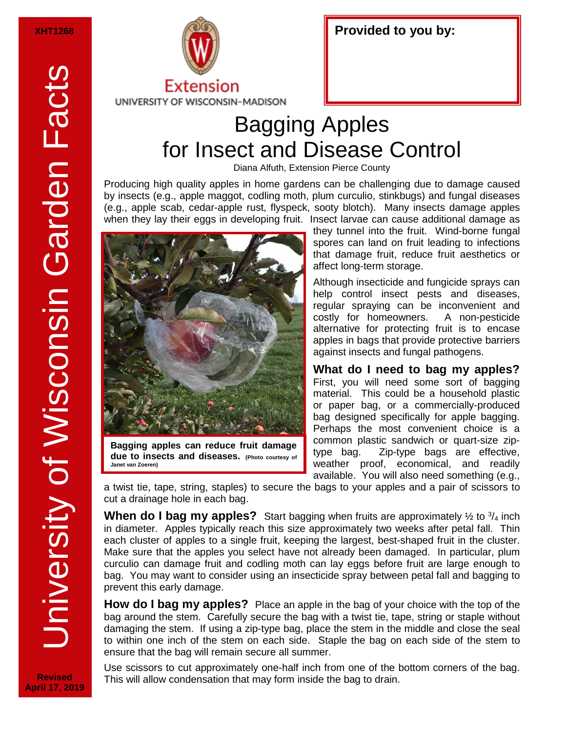XHT1268

University of Wisconsin Garden Facts

Extension
UNIVERSITY OF WISCONSIN-MADISON

**Provided to you by:**

# Bagging Apples for Insect and Disease Control

Diana Alfuth, Extension Pierce County

Producing high quality apples in home gardens can be challenging due to damage caused by insects (e.g., apple maggot, codling moth, plum curculio, stinkbugs) and fungal diseases (e.g., apple scab, cedar-apple rust, flyspeck, sooty blotch). Many insects damage apples when they lay their eggs in developing fruit. Insect larvae can cause additional damage as they tunnel into the fruit. Wind-borne fungal spores can land on fruit leading to infections that damage fruit, reduce fruit aesthetics or affect long-term storage.

**Bagging apples can reduce fruit damage due to insects and diseases.** (Photo courtesy of Janet van Zoeren)

Although insecticide and fungicide sprays can help control insect pests and diseases, regular spraying can be inconvenient and costly for homeowners. A non-pesticide alternative for protecting fruit is to encase apples in bags that provide protective barriers against insects and fungal pathogens.

**What do I need to bag my apples?** First, you will need some sort of bagging material. This could be a household plastic or paper bag, or a commercially-produced bag designed specifically for apple bagging. Perhaps the most convenient choice is a common plastic sandwich or quart-size zip-type bag. Zip-type bags are effective, weather proof, economical, and readily available. You will also need something (e.g., a twist tie, tape, string, staples) to secure the bags to your apples and a pair of scissors to cut a drainage hole in each bag.

**When do I bag my apples?** Start bagging when fruits are approximately ½ to $^{3}/_{4}$ inch in diameter. Apples typically reach this size approximately two weeks after petal fall. Thin each cluster of apples to a single fruit, keeping the largest, best-shaped fruit in the cluster. Make sure that the apples you select have not already been damaged. In particular, plum curculio can damage fruit and codling moth can lay eggs before fruit are large enough to bag. You may want to consider using an insecticide spray between petal fall and bagging to prevent this early damage.

**How do I bag my apples?** Place an apple in the bag of your choice with the top of the bag around the stem. Carefully secure the bag with a twist tie, tape, string or staple without damaging the stem. If using a zip-type bag, place the stem in the middle and close the seal to within one inch of the stem on each side. Staple the bag on each side of the stem to ensure that the bag will remain secure all summer.

Use scissors to cut approximately one-half inch from one of the bottom corners of the bag. This will allow condensation that may form inside the bag to drain.

Revised April 17, 2019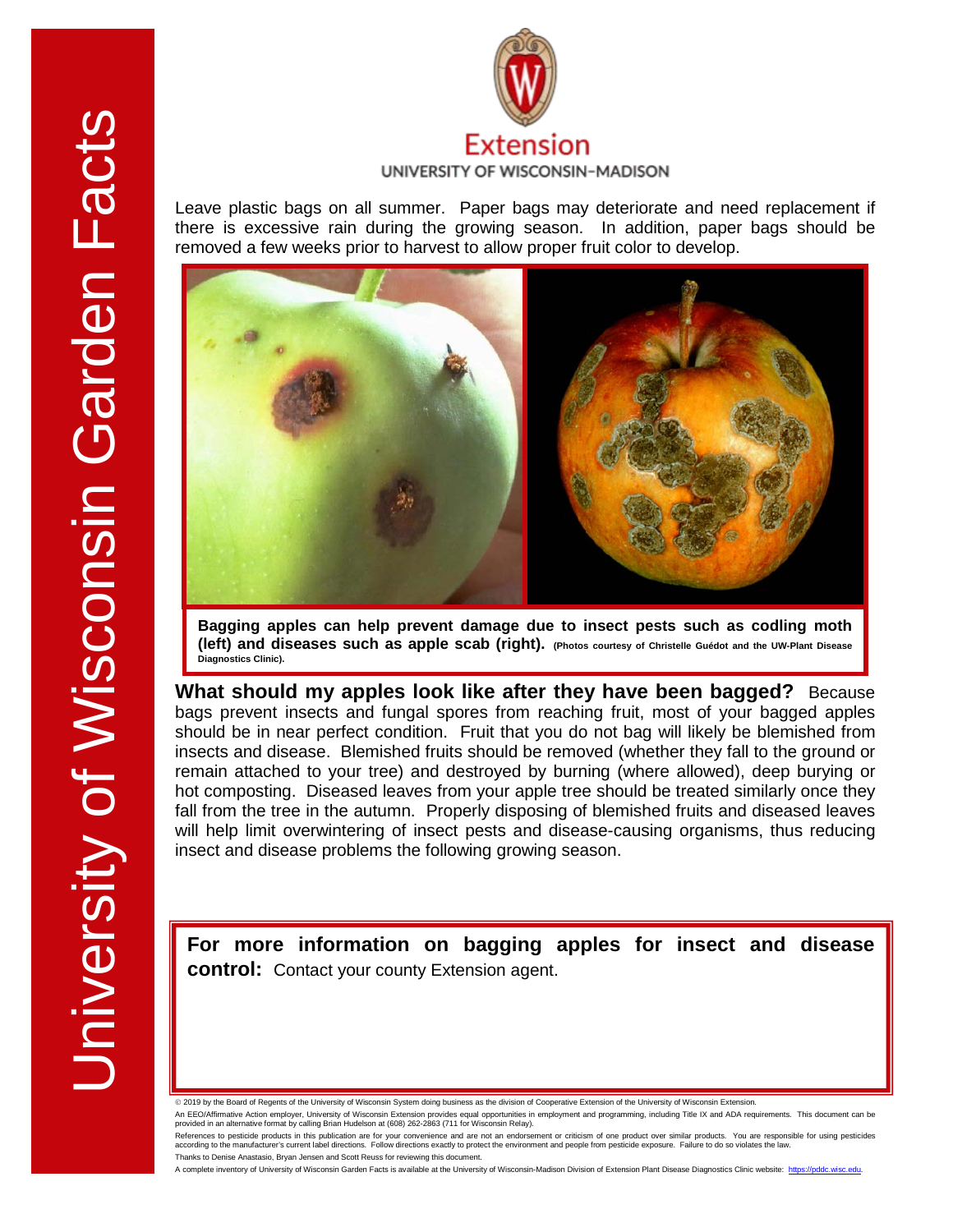Leave plastic bags on all summer. Paper bags may deteriorate and need replacement if there is excessive rain during the growing season. In addition, paper bags should be removed a few weeks prior to harvest to allow proper fruit color to develop.

**Bagging apples can help prevent damage due to insect pests such as codling moth (left) and diseases such as apple scab (right).** **(Photos courtesy of Christelle Guédot and the UW-Plant Disease Diagnostics Clinic).**

**What should my apples look like after they have been bagged?** Because bags prevent insects and fungal spores from reaching fruit, most of your bagged apples should be in near perfect condition. Fruit that you do not bag will likely be blemished from insects and disease. Blemished fruits should be removed (whether they fall to the ground or remain attached to your tree) and destroyed by burning (where allowed), deep burying or hot composting. Diseased leaves from your apple tree should be treated similarly once they fall from the tree in the autumn. Properly disposing of blemished fruits and diseased leaves will help limit overwintering of insect pests and disease-causing organisms, thus reducing insect and disease problems the following growing season.

**For more information on bagging apples for insect and disease control:** Contact your county Extension agent.

© 2019 by the Board of Regents of the University of Wisconsin System doing business as the division of Cooperative Extension of the University of Wisconsin Extension.

An EEO/Affirmative Action employer, University of Wisconsin Extension provides equal opportunities in employment and programming, including Title IX and ADA requirements. This document can be provided in an alternative format by calling Brian Hudelson at (608) 262-2863 (711 for Wisconsin Relay).

References to pesticide products in this publication are for your convenience and are not an endorsement or criticism of one product over similar products. You are responsible for using pesticides according to the manufacturer's current label directions. Follow directions exactly to protect the environment and people from pesticide exposure. Failure to do so violates the law.

Thanks to Denise Anastasio, Bryan Jensen and Scott Reuss for reviewing this document.

A complete inventory of University of Wisconsin Garden Facts is available at the University of Wisconsin-Madison Division of Extension Plant Disease Diagnostics Clinic website: https://pddc.wisc.edu.